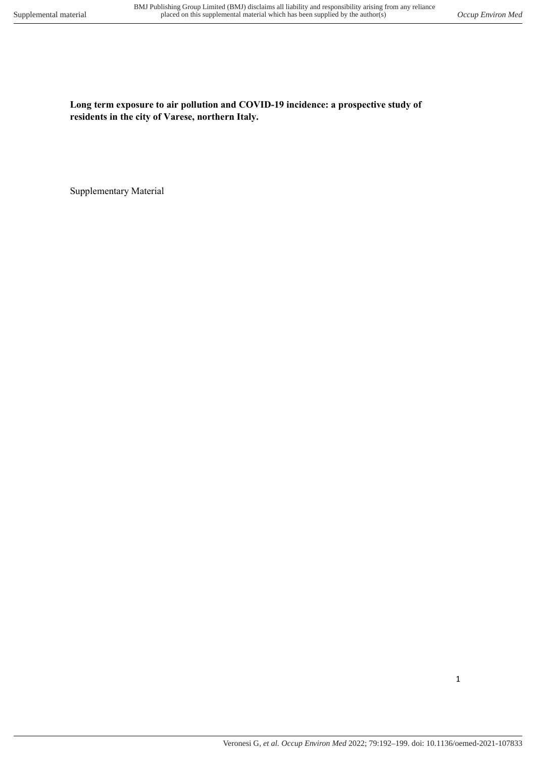**Long term exposure to air pollution and COVID-19 incidence: a prospective study of residents in the city of Varese, northern Italy.**

Supplementary Material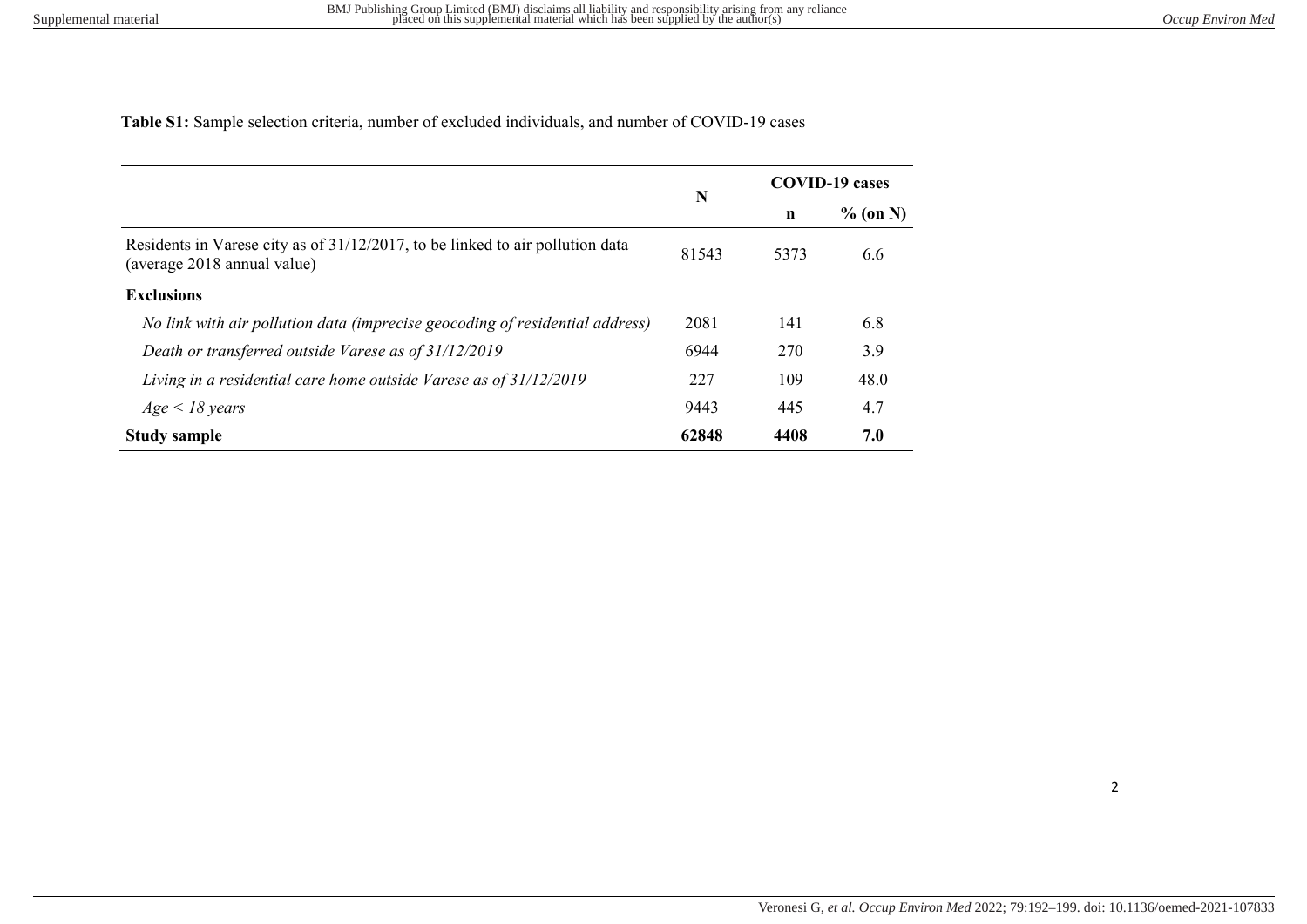**Table S1:** Sample selection criteria, number of excluded individuals, and number of COVID-19 cases

| | N | COVID-19 cases | |
|---|---|---|---|
| | | n | % (on N) |
| Residents in Varese city as of 31/12/2017, to be linked to air pollution data (average 2018 annual value) | 81543 | 5373 | 6.6 |
| **Exclusions** | | | |
| *No link with air pollution data (imprecise geocoding of residential address)* | 2081 | 141 | 6.8 |
| *Death or transferred outside Varese as of 31/12/2019* | 6944 | 270 | 3.9 |
| *Living in a residential care home outside Varese as of 31/12/2019* | 227 | 109 | 48.0 |
| *Age < 18 years* | 9443 | 445 | 4.7 |
| **Study sample** | **62848** | **4408** | **7.0** |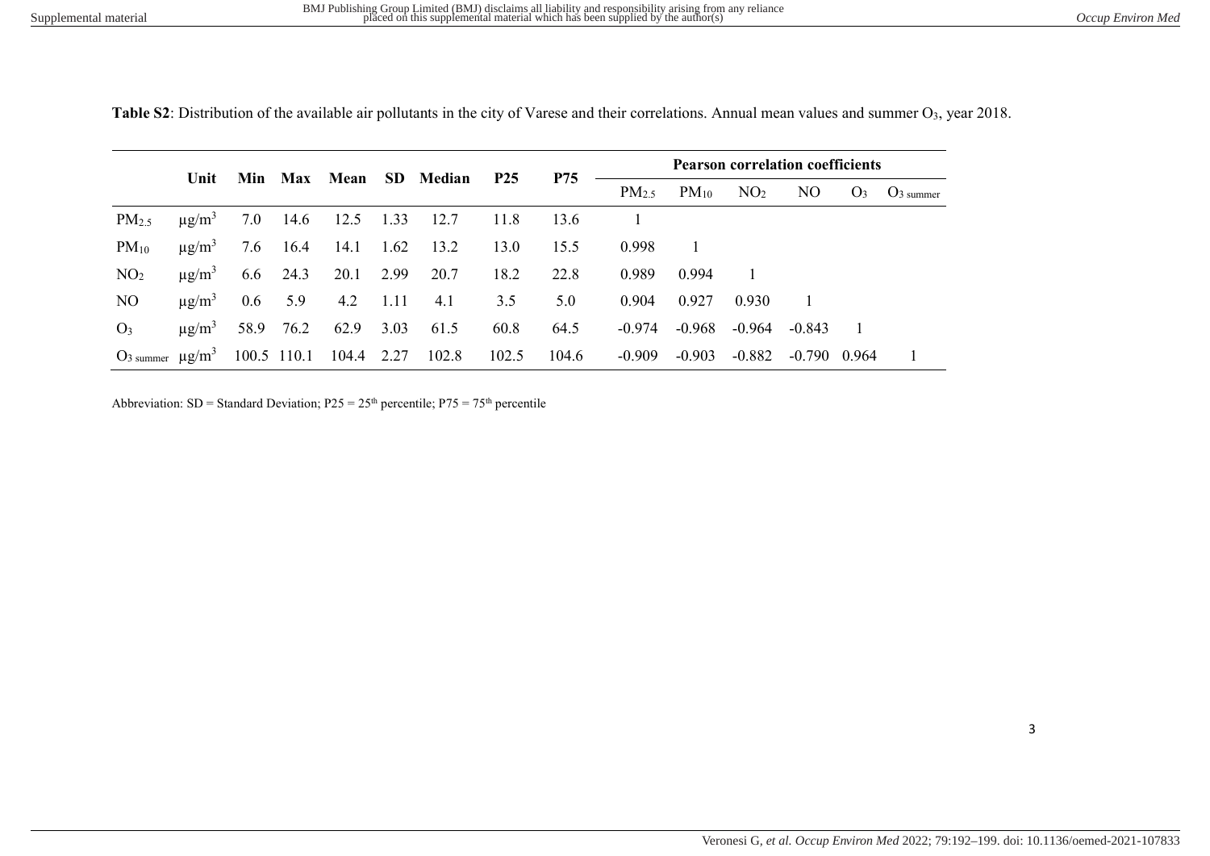**Table S2**: Distribution of the available air pollutants in the city of Varese and their correlations. Annual mean values and summer $O_3$, year 2018.

| | Unit | Min | Max | Mean | SD | Median | P25 | P75 | Pearson correlation coefficients | | | | | |
|---|---|---|---|---|---|---|---|---|---|---|---|---|---|---|
| | | | | | | | | | $PM_{2.5}$ | $PM_{10}$ | $NO_2$ | NO | $O_3$ | $O_{3\ summer}$ |
| $PM_{2.5}$ | μg/m$^3$ | 7.0 | 14.6 | 12.5 | 1.33 | 12.7 | 11.8 | 13.6 | 1 | | | | | |
| $PM_{10}$ | μg/m$^3$ | 7.6 | 16.4 | 14.1 | 1.62 | 13.2 | 13.0 | 15.5 | 0.998 | 1 | | | | |
| $NO_2$ | μg/m$^3$ | 6.6 | 24.3 | 20.1 | 2.99 | 20.7 | 18.2 | 22.8 | 0.989 | 0.994 | 1 | | | |
| NO | μg/m$^3$ | 0.6 | 5.9 | 4.2 | 1.11 | 4.1 | 3.5 | 5.0 | 0.904 | 0.927 | 0.930 | 1 | | |
| $O_3$ | μg/m$^3$ | 58.9 | 76.2 | 62.9 | 3.03 | 61.5 | 60.8 | 64.5 | -0.974 | -0.968 | -0.964 | -0.843 | 1 | |
| $O_{3\ summer}$ | μg/m$^3$ | 100.5 | 110.1 | 104.4 | 2.27 | 102.8 | 102.5 | 104.6 | -0.909 | -0.903 | -0.882 | -0.790 | 0.964 | 1 |

Abbreviation: SD = Standard Deviation; P25 = 25th percentile; P75 = 75th percentile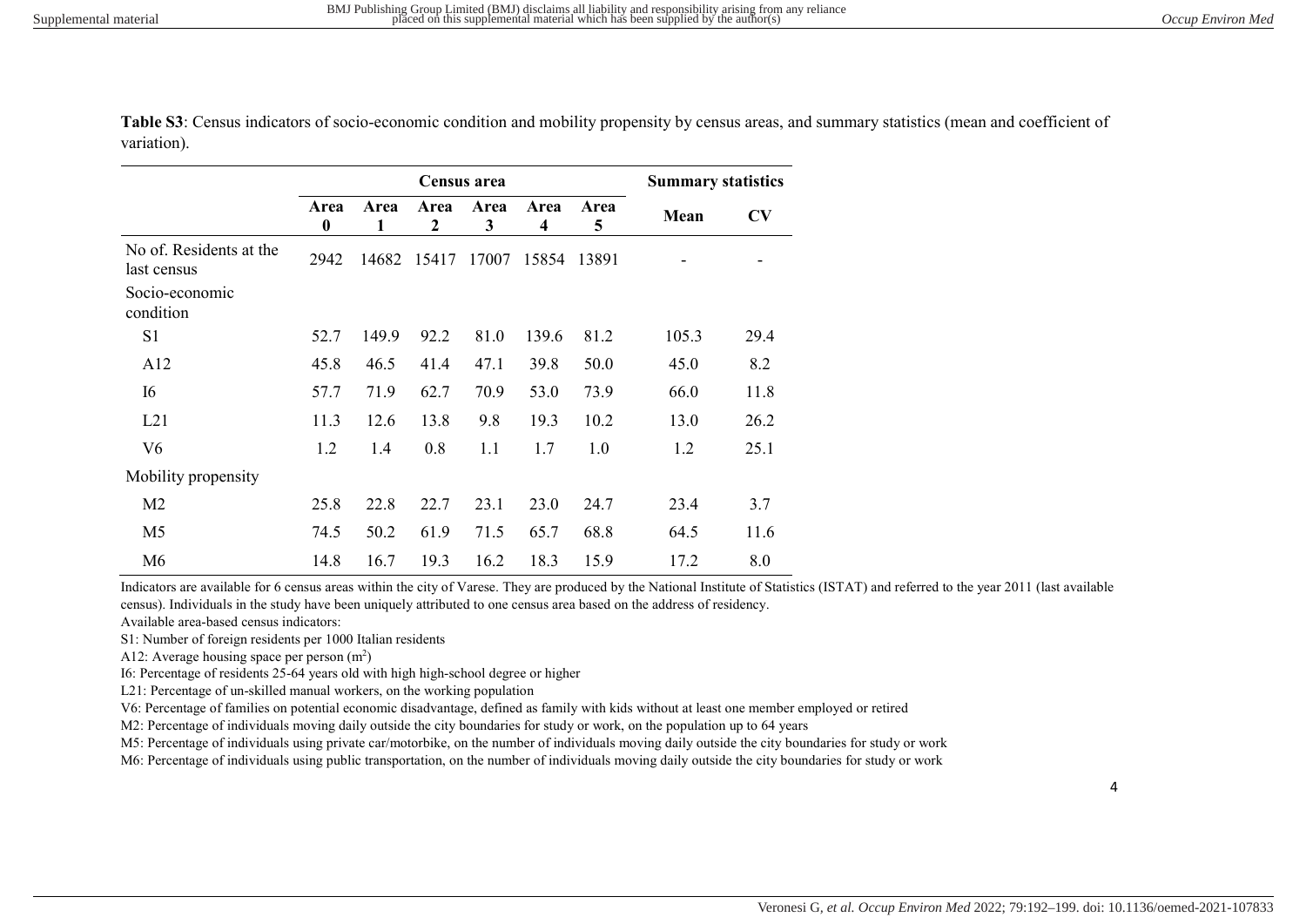**Table S3**: Census indicators of socio-economic condition and mobility propensity by census areas, and summary statistics (mean and coefficient of variation).

| | Census area | | | | | | Summary statistics | |
|---|---|---|---|---|---|---|---|---|
| | **Area 0** | **Area 1** | **Area 2** | **Area 3** | **Area 4** | **Area 5** | **Mean** | **CV** |
| No of. Residents at the last census | 2942 | 14682 | 15417 | 17007 | 15854 | 13891 | - | - |
| Socio-economic condition | | | | | | | | |
| S1 | 52.7 | 149.9 | 92.2 | 81.0 | 139.6 | 81.2 | 105.3 | 29.4 |
| A12 | 45.8 | 46.5 | 41.4 | 47.1 | 39.8 | 50.0 | 45.0 | 8.2 |
| I6 | 57.7 | 71.9 | 62.7 | 70.9 | 53.0 | 73.9 | 66.0 | 11.8 |
| L21 | 11.3 | 12.6 | 13.8 | 9.8 | 19.3 | 10.2 | 13.0 | 26.2 |
| V6 | 1.2 | 1.4 | 0.8 | 1.1 | 1.7 | 1.0 | 1.2 | 25.1 |
| Mobility propensity | | | | | | | | |
| M2 | 25.8 | 22.8 | 22.7 | 23.1 | 23.0 | 24.7 | 23.4 | 3.7 |
| M5 | 74.5 | 50.2 | 61.9 | 71.5 | 65.7 | 68.8 | 64.5 | 11.6 |
| M6 | 14.8 | 16.7 | 19.3 | 16.2 | 18.3 | 15.9 | 17.2 | 8.0 |

Indicators are available for 6 census areas within the city of Varese. They are produced by the National Institute of Statistics (ISTAT) and referred to the year 2011 (last available census). Individuals in the study have been uniquely attributed to one census area based on the address of residency.

Available area-based census indicators:

S1: Number of foreign residents per 1000 Italian residents

A12: Average housing space per person ($m^2$)

I6: Percentage of residents 25-64 years old with high high-school degree or higher

L21: Percentage of un-skilled manual workers, on the working population

V6: Percentage of families on potential economic disadvantage, defined as family with kids without at least one member employed or retired

M2: Percentage of individuals moving daily outside the city boundaries for study or work, on the population up to 64 years

M5: Percentage of individuals using private car/motorbike, on the number of individuals moving daily outside the city boundaries for study or work

M6: Percentage of individuals using public transportation, on the number of individuals moving daily outside the city boundaries for study or work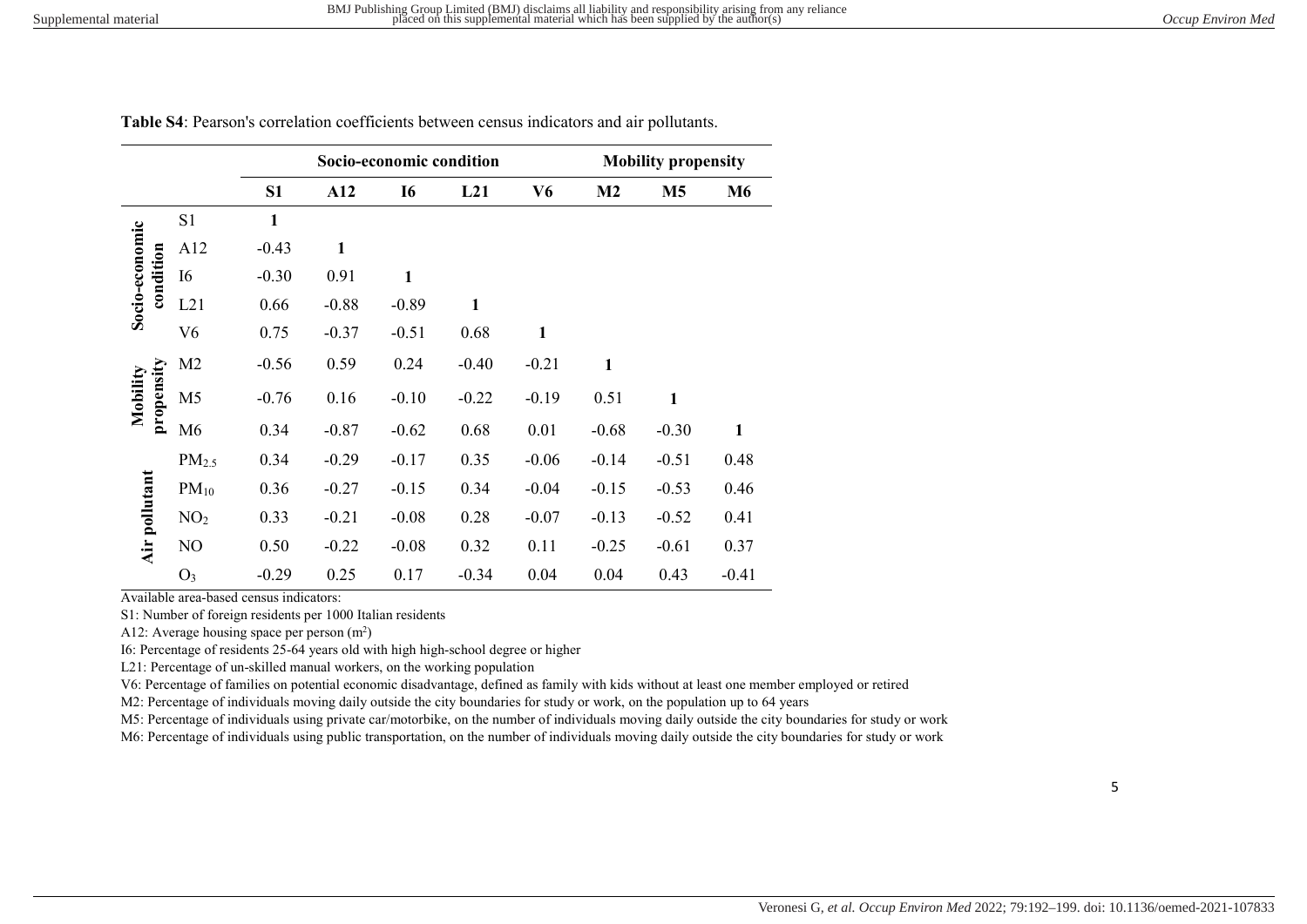**Table S4**: Pearson's correlation coefficients between census indicators and air pollutants.

| | | Socio-economic condition | | | | | Mobility propensity | | |
|---|---|---|---|---|---|---|---|---|---|
| | | **S1** | **A12** | **I6** | **L21** | **V6** | **M2** | **M5** | **M6** |
| **Socio-economic condition** | S1 | **1** | | | | | | | |
| | A12 | -0.43 | **1** | | | | | | |
| | I6 | -0.30 | 0.91 | **1** | | | | | |
| | L21 | 0.66 | -0.88 | -0.89 | **1** | | | | |
| | V6 | 0.75 | -0.37 | -0.51 | 0.68 | **1** | | | |
| **Mobility propensity** | M2 | -0.56 | 0.59 | 0.24 | -0.40 | -0.21 | **1** | | |
| | M5 | -0.76 | 0.16 | -0.10 | -0.22 | -0.19 | 0.51 | **1** | |
| | M6 | 0.34 | -0.87 | -0.62 | 0.68 | 0.01 | -0.68 | -0.30 | **1** |
| **Air pollutant** | $PM_{2.5}$ | 0.34 | -0.29 | -0.17 | 0.35 | -0.06 | -0.14 | -0.51 | 0.48 |
| | $PM_{10}$ | 0.36 | -0.27 | -0.15 | 0.34 | -0.04 | -0.15 | -0.53 | 0.46 |
| | $NO_2$ | 0.33 | -0.21 | -0.08 | 0.28 | -0.07 | -0.13 | -0.52 | 0.41 |
| | NO | 0.50 | -0.22 | -0.08 | 0.32 | 0.11 | -0.25 | -0.61 | 0.37 |
| | $O_3$ | -0.29 | 0.25 | 0.17 | -0.34 | 0.04 | 0.04 | 0.43 | -0.41 |

Available area-based census indicators:

S1: Number of foreign residents per 1000 Italian residents

A12: Average housing space per person ($m^2$)

I6: Percentage of residents 25-64 years old with high high-school degree or higher

L21: Percentage of un-skilled manual workers, on the working population

V6: Percentage of families on potential economic disadvantage, defined as family with kids without at least one member employed or retired

M2: Percentage of individuals moving daily outside the city boundaries for study or work, on the population up to 64 years

M5: Percentage of individuals using private car/motorbike, on the number of individuals moving daily outside the city boundaries for study or work

M6: Percentage of individuals using public transportation, on the number of individuals moving daily outside the city boundaries for study or work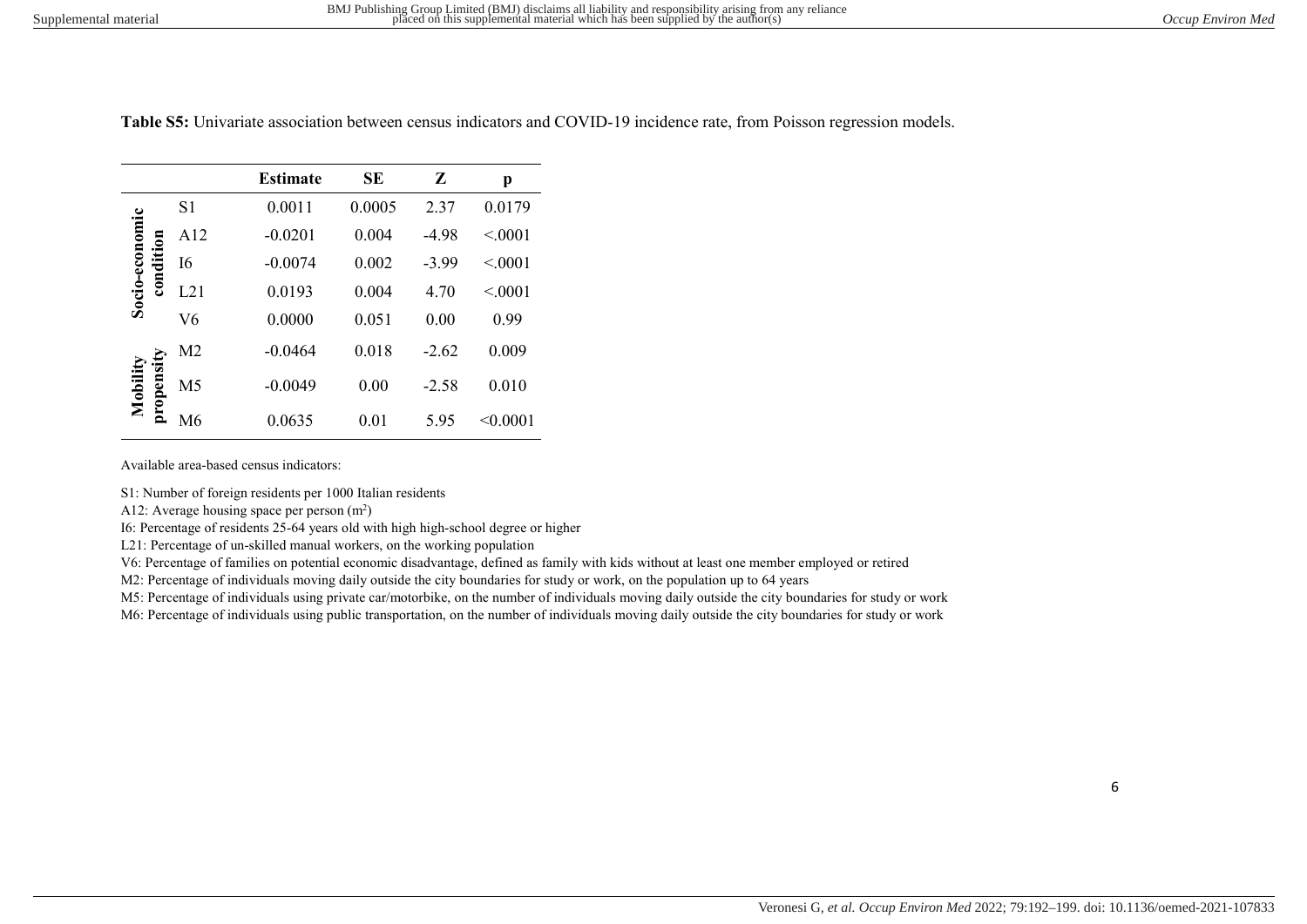**Table S5:** Univariate association between census indicators and COVID-19 incidence rate, from Poisson regression models.

| | | Estimate | SE | Z | p |
|---|---|---|---|---|---|
| Socio-economic condition | S1 | 0.0011 | 0.0005 | 2.37 | 0.0179 |
| | A12 | -0.0201 | 0.004 | -4.98 | <.0001 |
| | I6 | -0.0074 | 0.002 | -3.99 | <.0001 |
| | L21 | 0.0193 | 0.004 | 4.70 | <.0001 |
| | V6 | 0.0000 | 0.051 | 0.00 | 0.99 |
| Mobility propensity | M2 | -0.0464 | 0.018 | -2.62 | 0.009 |
| | M5 | -0.0049 | 0.00 | -2.58 | 0.010 |
| | M6 | 0.0635 | 0.01 | 5.95 | <0.0001 |

Available area-based census indicators:

S1: Number of foreign residents per 1000 Italian residents

A12: Average housing space per person ($m^2$)

I6: Percentage of residents 25-64 years old with high high-school degree or higher

L21: Percentage of un-skilled manual workers, on the working population

V6: Percentage of families on potential economic disadvantage, defined as family with kids without at least one member employed or retired

M2: Percentage of individuals moving daily outside the city boundaries for study or work, on the population up to 64 years

M5: Percentage of individuals using private car/motorbike, on the number of individuals moving daily outside the city boundaries for study or work

M6: Percentage of individuals using public transportation, on the number of individuals moving daily outside the city boundaries for study or work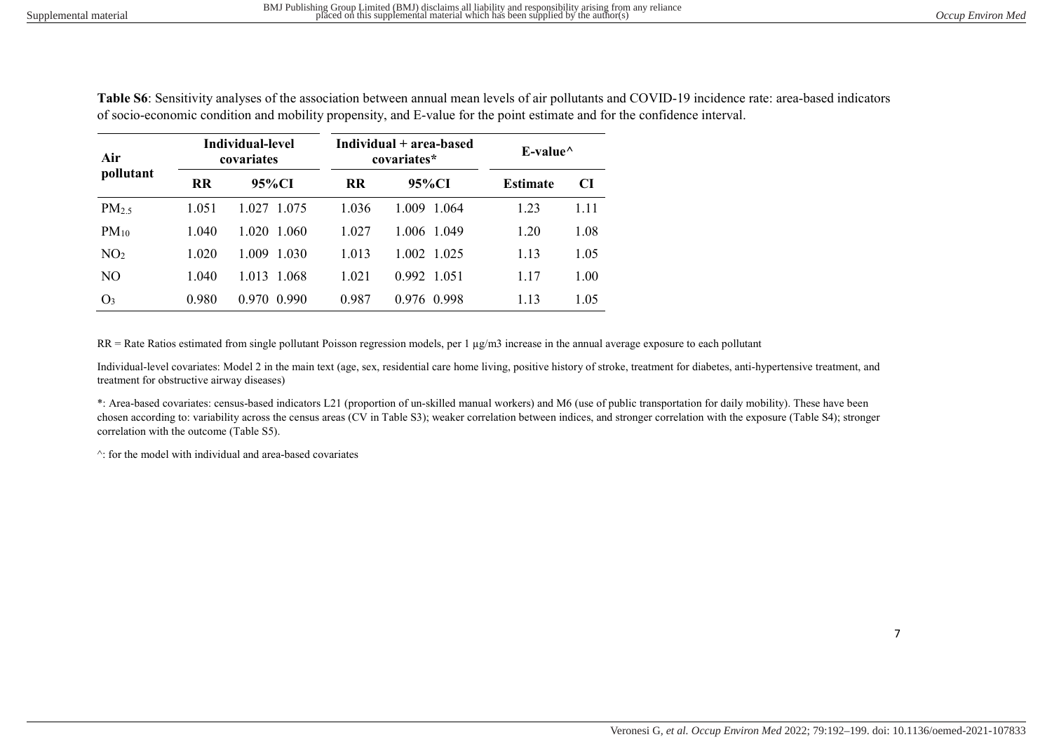**Table S6**: Sensitivity analyses of the association between annual mean levels of air pollutants and COVID-19 incidence rate: area-based indicators of socio-economic condition and mobility propensity, and E-value for the point estimate and for the confidence interval.

| Air pollutant | Individual-level covariates | | | Individual + area-based covariates* | | | E-value^ | |
|---|---|---|---|---|---|---|---|---|
| | RR | 95%CI | | RR | 95%CI | | Estimate | CI |
| $PM_{2.5}$ | 1.051 | 1.027 | 1.075 | 1.036 | 1.009 | 1.064 | 1.23 | 1.11 |
| $PM_{10}$ | 1.040 | 1.020 | 1.060 | 1.027 | 1.006 | 1.049 | 1.20 | 1.08 |
| $NO_2$ | 1.020 | 1.009 | 1.030 | 1.013 | 1.002 | 1.025 | 1.13 | 1.05 |
| NO | 1.040 | 1.013 | 1.068 | 1.021 | 0.992 | 1.051 | 1.17 | 1.00 |
| $O_3$ | 0.980 | 0.970 | 0.990 | 0.987 | 0.976 | 0.998 | 1.13 | 1.05 |

RR = Rate Ratios estimated from single pollutant Poisson regression models, per 1 µg/m3 increase in the annual average exposure to each pollutant

Individual-level covariates: Model 2 in the main text (age, sex, residential care home living, positive history of stroke, treatment for diabetes, anti-hypertensive treatment, and treatment for obstructive airway diseases)

*: Area-based covariates: census-based indicators L21 (proportion of un-skilled manual workers) and M6 (use of public transportation for daily mobility). These have been chosen according to: variability across the census areas (CV in Table S3); weaker correlation between indices, and stronger correlation with the exposure (Table S4); stronger correlation with the outcome (Table S5).

^: for the model with individual and area-based covariates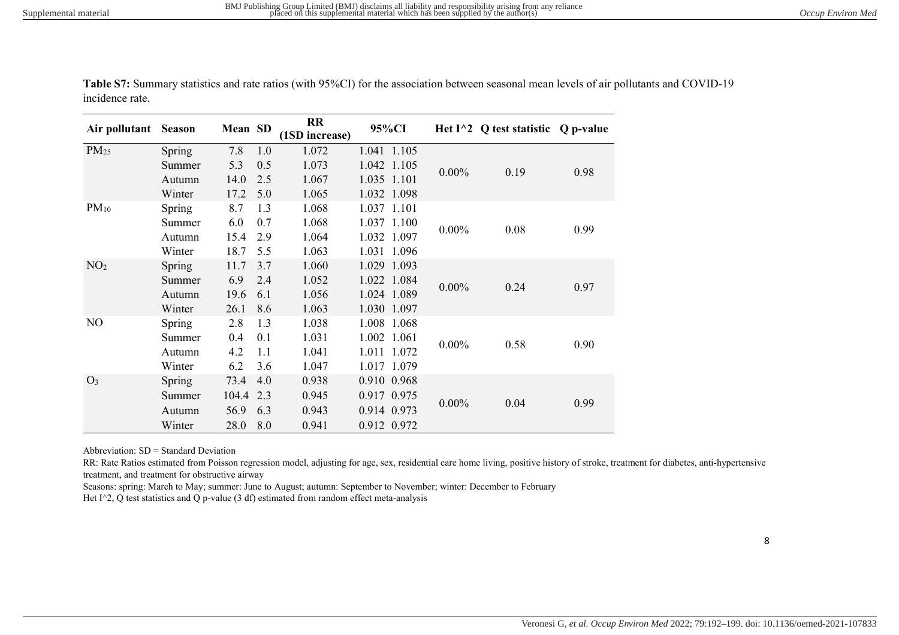**Table S7:** Summary statistics and rate ratios (with 95%CI) for the association between seasonal mean levels of air pollutants and COVID-19 incidence rate.

| Air pollutant | Season | Mean | SD | RR (1SD increase) | 95%CI | | Het I^2 | Q test statistic | Q p-value |
|---|---|---|---|---|---|---|---|---|---|
| $PM_{25}$ | Spring | 7.8 | 1.0 | 1.072 | 1.041 | 1.105 | 0.00% | 0.19 | 0.98 |
| | Summer | 5.3 | 0.5 | 1.073 | 1.042 | 1.105 | | | |
| | Autumn | 14.0 | 2.5 | 1.067 | 1.035 | 1.101 | | | |
| | Winter | 17.2 | 5.0 | 1.065 | 1.032 | 1.098 | | | |
| $PM_{10}$ | Spring | 8.7 | 1.3 | 1.068 | 1.037 | 1.101 | 0.00% | 0.08 | 0.99 |
| | Summer | 6.0 | 0.7 | 1.068 | 1.037 | 1.100 | | | |
| | Autumn | 15.4 | 2.9 | 1.064 | 1.032 | 1.097 | | | |
| | Winter | 18.7 | 5.5 | 1.063 | 1.031 | 1.096 | | | |
| $NO_2$ | Spring | 11.7 | 3.7 | 1.060 | 1.029 | 1.093 | 0.00% | 0.24 | 0.97 |
| | Summer | 6.9 | 2.4 | 1.052 | 1.022 | 1.084 | | | |
| | Autumn | 19.6 | 6.1 | 1.056 | 1.024 | 1.089 | | | |
| | Winter | 26.1 | 8.6 | 1.063 | 1.030 | 1.097 | | | |
| NO | Spring | 2.8 | 1.3 | 1.038 | 1.008 | 1.068 | 0.00% | 0.58 | 0.90 |
| | Summer | 0.4 | 0.1 | 1.031 | 1.002 | 1.061 | | | |
| | Autumn | 4.2 | 1.1 | 1.041 | 1.011 | 1.072 | | | |
| | Winter | 6.2 | 3.6 | 1.047 | 1.017 | 1.079 | | | |
| $O_3$ | Spring | 73.4 | 4.0 | 0.938 | 0.910 | 0.968 | 0.00% | 0.04 | 0.99 |
| | Summer | 104.4 | 2.3 | 0.945 | 0.917 | 0.975 | | | |
| | Autumn | 56.9 | 6.3 | 0.943 | 0.914 | 0.973 | | | |
| | Winter | 28.0 | 8.0 | 0.941 | 0.912 | 0.972 | | | |

Abbreviation: SD = Standard Deviation

RR: Rate Ratios estimated from Poisson regression model, adjusting for age, sex, residential care home living, positive history of stroke, treatment for diabetes, anti-hypertensive treatment, and treatment for obstructive airway

Seasons: spring: March to May; summer: June to August; autumn: September to November; winter: December to February

Het I^2, Q test statistics and Q p-value (3 df) estimated from random effect meta-analysis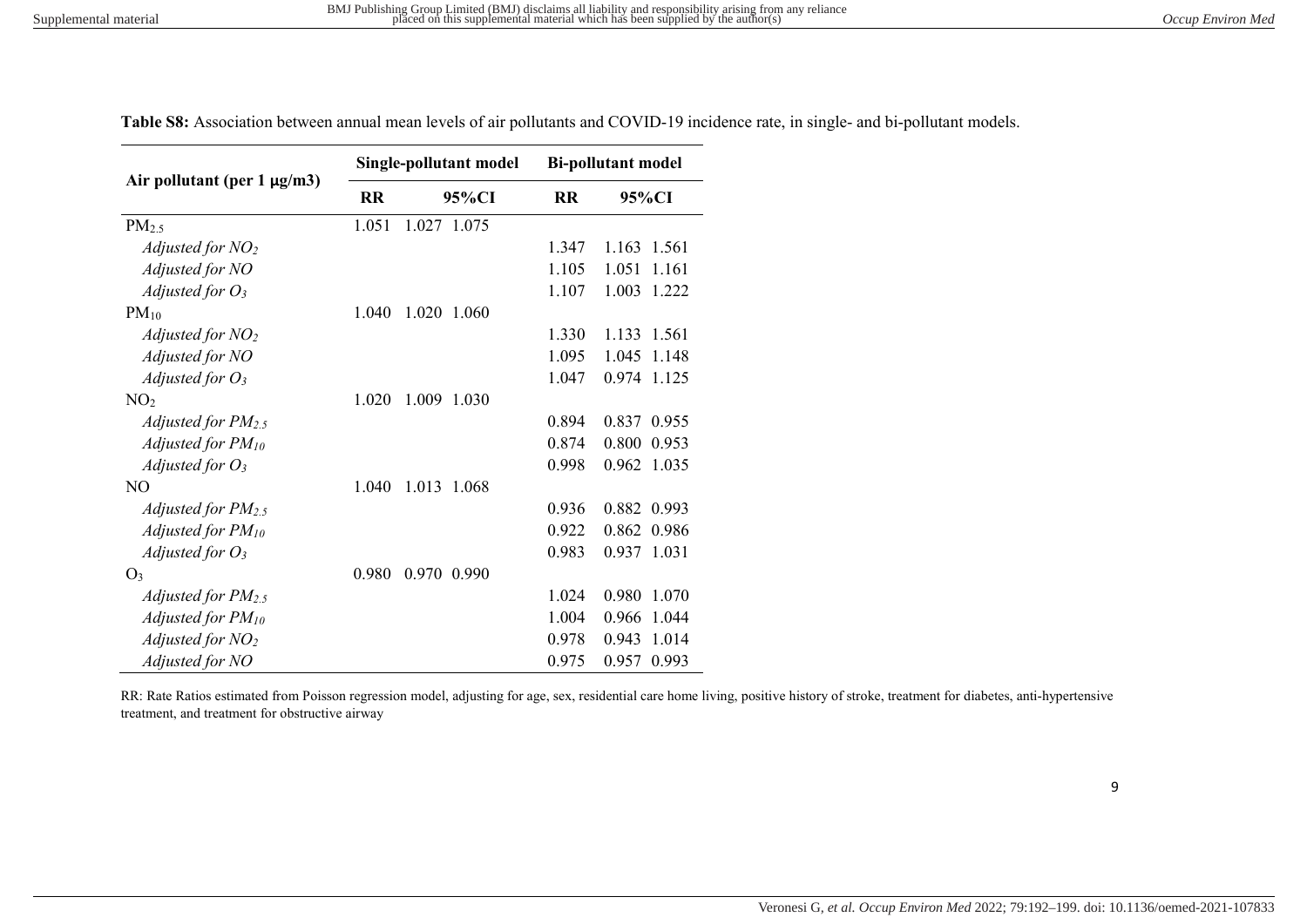**Table S8:** Association between annual mean levels of air pollutants and COVID-19 incidence rate, in single- and bi-pollutant models.

| Air pollutant (per 1 μg/m3) | Single-pollutant model | | | Bi-pollutant model | | |
|---|---|---|---|---|---|---|
| | RR | 95%CI | | RR | 95%CI | |
| $PM_{2.5}$ | 1.051 | 1.027 | 1.075 | | | |
| *Adjusted for* $NO_2$ | | | | 1.347 | 1.163 | 1.561 |
| *Adjusted for NO* | | | | 1.105 | 1.051 | 1.161 |
| *Adjusted for* $O_3$ | | | | 1.107 | 1.003 | 1.222 |
| $PM_{10}$ | 1.040 | 1.020 | 1.060 | | | |
| *Adjusted for* $NO_2$ | | | | 1.330 | 1.133 | 1.561 |
| *Adjusted for NO* | | | | 1.095 | 1.045 | 1.148 |
| *Adjusted for* $O_3$ | | | | 1.047 | 0.974 | 1.125 |
| $NO_2$ | 1.020 | 1.009 | 1.030 | | | |
| *Adjusted for* $PM_{2.5}$ | | | | 0.894 | 0.837 | 0.955 |
| *Adjusted for* $PM_{10}$ | | | | 0.874 | 0.800 | 0.953 |
| *Adjusted for* $O_3$ | | | | 0.998 | 0.962 | 1.035 |
| NO | 1.040 | 1.013 | 1.068 | | | |
| *Adjusted for* $PM_{2.5}$ | | | | 0.936 | 0.882 | 0.993 |
| *Adjusted for* $PM_{10}$ | | | | 0.922 | 0.862 | 0.986 |
| *Adjusted for* $O_3$ | | | | 0.983 | 0.937 | 1.031 |
| $O_3$ | 0.980 | 0.970 | 0.990 | | | |
| *Adjusted for* $PM_{2.5}$ | | | | 1.024 | 0.980 | 1.070 |
| *Adjusted for* $PM_{10}$ | | | | 1.004 | 0.966 | 1.044 |
| *Adjusted for* $NO_2$ | | | | 0.978 | 0.943 | 1.014 |
| *Adjusted for NO* | | | | 0.975 | 0.957 | 0.993 |

RR: Rate Ratios estimated from Poisson regression model, adjusting for age, sex, residential care home living, positive history of stroke, treatment for diabetes, anti-hypertensive treatment, and treatment for obstructive airway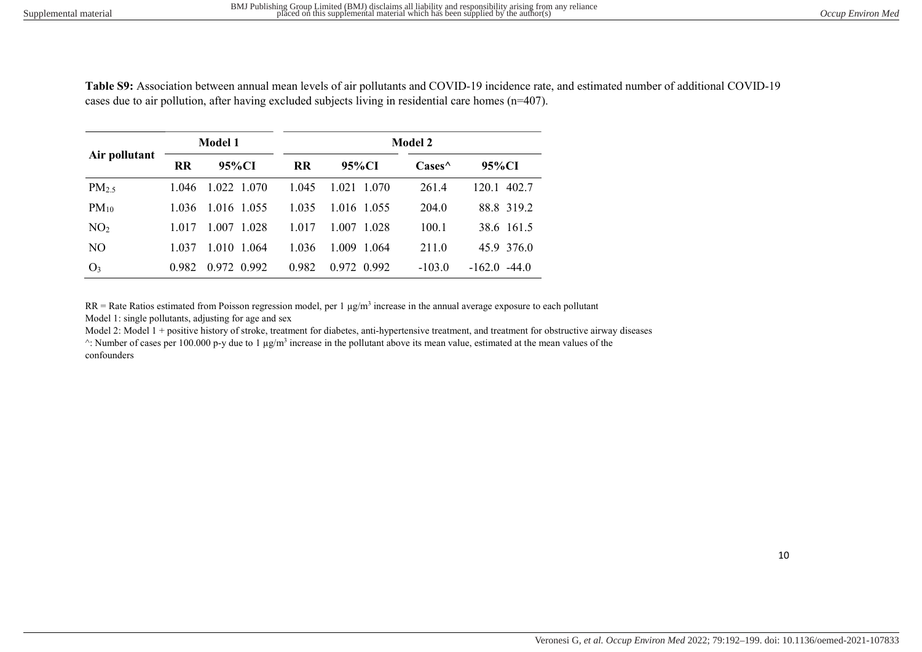**Table S9:** Association between annual mean levels of air pollutants and COVID-19 incidence rate, and estimated number of additional COVID-19 cases due to air pollution, after having excluded subjects living in residential care homes (n=407).

| Air pollutant | Model 1 | | | Model 2 | | | | | |
|---|---|---|---|---|---|---|---|---|---|
| | RR | 95%CI | | RR | 95%CI | | Cases^ | 95%CI | |
| $PM_{2.5}$ | 1.046 | 1.022 | 1.070 | 1.045 | 1.021 | 1.070 | 261.4 | 120.1 | 402.7 |
| $PM_{10}$ | 1.036 | 1.016 | 1.055 | 1.035 | 1.016 | 1.055 | 204.0 | 88.8 | 319.2 |
| $NO_2$ | 1.017 | 1.007 | 1.028 | 1.017 | 1.007 | 1.028 | 100.1 | 38.6 | 161.5 |
| NO | 1.037 | 1.010 | 1.064 | 1.036 | 1.009 | 1.064 | 211.0 | 45.9 | 376.0 |
| $O_3$ | 0.982 | 0.972 | 0.992 | 0.982 | 0.972 | 0.992 | -103.0 | -162.0 | -44.0 |

RR = Rate Ratios estimated from Poisson regression model, per 1 μg/m$^3$ increase in the annual average exposure to each pollutant

Model 1: single pollutants, adjusting for age and sex

Model 2: Model 1 + positive history of stroke, treatment for diabetes, anti-hypertensive treatment, and treatment for obstructive airway diseases

^: Number of cases per 100.000 p-y due to 1 μg/m$^3$ increase in the pollutant above its mean value, estimated at the mean values of the confounders